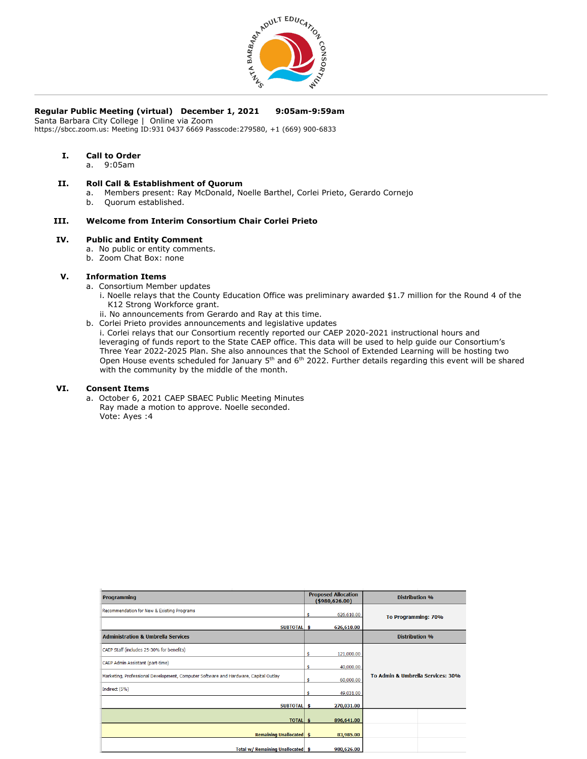SANTA BARBARA ADULT EDUCATION CONSORTIUM

**Regular Public Meeting (virtual)   December 1, 2021   9:05am-9:59am**
Santa Barbara City College | Online via Zoom
https://sbcc.zoom.us: Meeting ID:931 0437 6669 Passcode:279580, +1 (669) 900-6833

I. **Call to Order**
   a. 9:05am

II. **Roll Call & Establishment of Quorum**
   a. Members present: Ray McDonald, Noelle Barthel, Corlei Prieto, Gerardo Cornejo
   b. Quorum established.

III. **Welcome from Interim Consortium Chair Corlei Prieto**

IV. **Public and Entity Comment**
   a. No public or entity comments.
   b. Zoom Chat Box: none

V. **Information Items**
   a. Consortium Member updates
      i. Noelle relays that the County Education Office was preliminary awarded $1.7 million for the Round 4 of the K12 Strong Workforce grant.
      ii. No announcements from Gerardo and Ray at this time.
   b. Corlei Prieto provides announcements and legislative updates
      i. Corlei relays that our Consortium recently reported our CAEP 2020-2021 instructional hours and leveraging of funds report to the State CAEP office. This data will be used to help guide our Consortium's Three Year 2022-2025 Plan. She also announces that the School of Extended Learning will be hosting two Open House events scheduled for January 5th and 6th 2022. Further details regarding this event will be shared with the community by the middle of the month.

VI. **Consent Items**
   a. October 6, 2021 CAEP SBAEC Public Meeting Minutes
      Ray made a motion to approve. Noelle seconded.
      Vote: Ayes :4

| Programming | Proposed Allocation ($980,626.00) | Distribution % |
|---|---|---|
| Recommendation for New & Existing Programs | $ 626,610.00 | To Programming: 70% |
| SUBTOTAL | $ 626,610.00 | |
| **Administration & Umbrella Services** | | **Distribution %** |
| CAEP Staff (includes 25-30% for benefits) | $ 121,000.00 | To Admin & Umbrella Services: 30% |
| CAEP Admin Assistant (part-time) | $ 40,000.00 | |
| Marketing, Professional Development, Computer Software and Hardware, Capital Outlay | $ 60,000.00 | |
| Indirect (5%) | $ 49,031.00 | |
| SUBTOTAL | $ 270,031.00 | |
| TOTAL | $ 896,641.00 | |
| Remaining Unallocated | $ 83,985.00 | |
| Total w/ Remaining Unallocated | $ 980,626.00 | |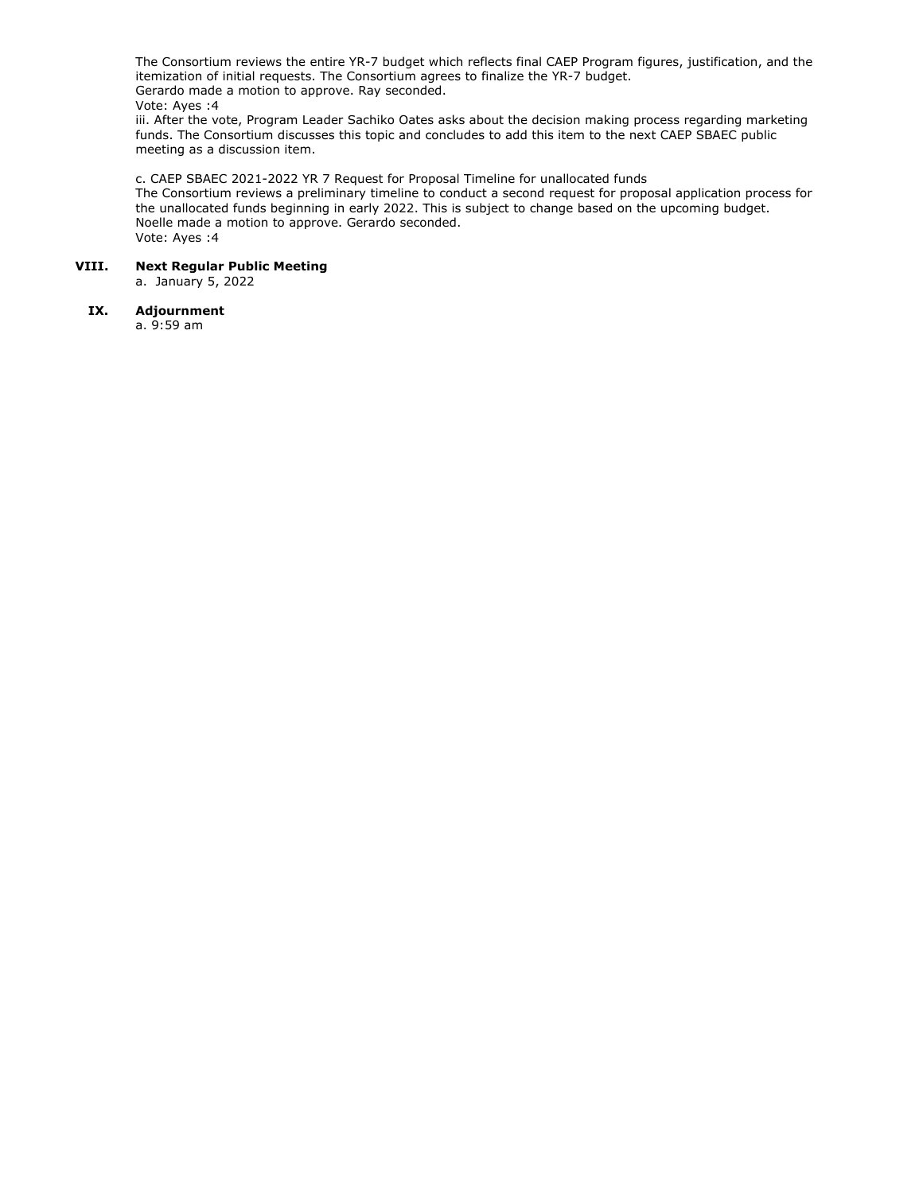The Consortium reviews the entire YR-7 budget which reflects final CAEP Program figures, justification, and the itemization of initial requests. The Consortium agrees to finalize the YR-7 budget.
Gerardo made a motion to approve. Ray seconded.
Vote: Ayes :4
iii. After the vote, Program Leader Sachiko Oates asks about the decision making process regarding marketing funds. The Consortium discusses this topic and concludes to add this item to the next CAEP SBAEC public meeting as a discussion item.

c. CAEP SBAEC 2021-2022 YR 7 Request for Proposal Timeline for unallocated funds
The Consortium reviews a preliminary timeline to conduct a second request for proposal application process for the unallocated funds beginning in early 2022. This is subject to change based on the upcoming budget.
Noelle made a motion to approve. Gerardo seconded.
Vote: Ayes :4

**VIII. Next Regular Public Meeting**

a. January 5, 2022

**IX. Adjournment**

a. 9:59 am